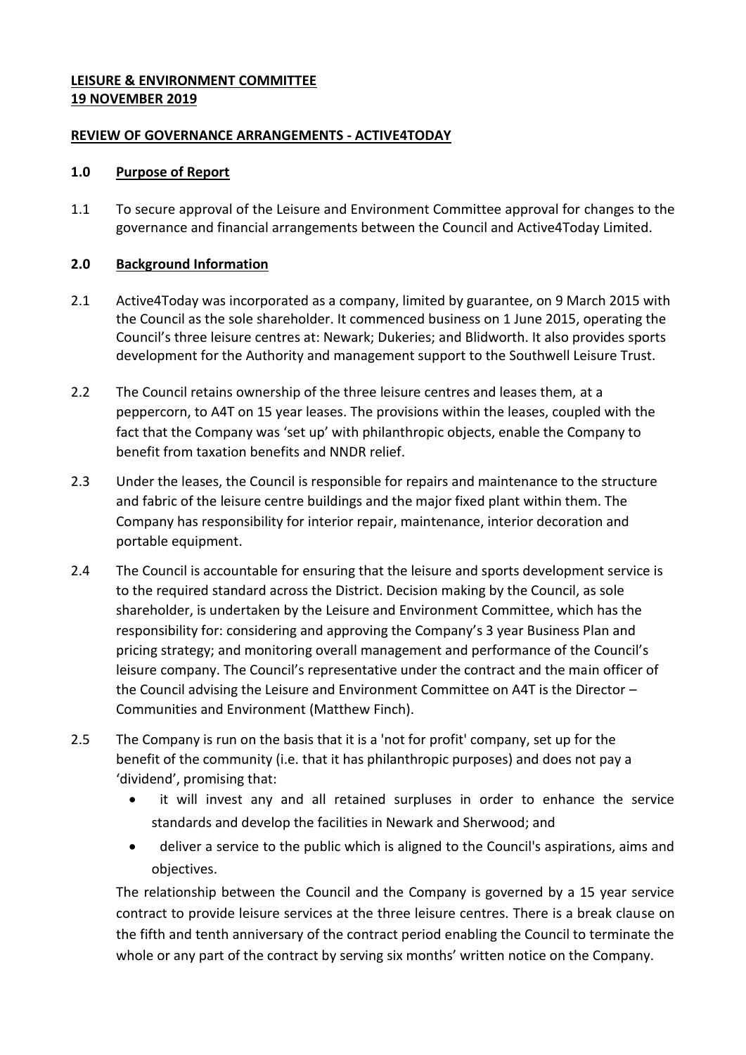**LEISURE & ENVIRONMENT COMMITTEE**
**19 NOVEMBER 2019**

**REVIEW OF GOVERNANCE ARRANGEMENTS - ACTIVE4TODAY**

## 1.0 Purpose of Report

1.1 To secure approval of the Leisure and Environment Committee approval for changes to the governance and financial arrangements between the Council and Active4Today Limited.

## 2.0 Background Information

2.1 Active4Today was incorporated as a company, limited by guarantee, on 9 March 2015 with the Council as the sole shareholder. It commenced business on 1 June 2015, operating the Council's three leisure centres at: Newark; Dukeries; and Blidworth. It also provides sports development for the Authority and management support to the Southwell Leisure Trust.

2.2 The Council retains ownership of the three leisure centres and leases them, at a peppercorn, to A4T on 15 year leases. The provisions within the leases, coupled with the fact that the Company was 'set up' with philanthropic objects, enable the Company to benefit from taxation benefits and NNDR relief.

2.3 Under the leases, the Council is responsible for repairs and maintenance to the structure and fabric of the leisure centre buildings and the major fixed plant within them. The Company has responsibility for interior repair, maintenance, interior decoration and portable equipment.

2.4 The Council is accountable for ensuring that the leisure and sports development service is to the required standard across the District. Decision making by the Council, as sole shareholder, is undertaken by the Leisure and Environment Committee, which has the responsibility for: considering and approving the Company's 3 year Business Plan and pricing strategy; and monitoring overall management and performance of the Council's leisure company. The Council's representative under the contract and the main officer of the Council advising the Leisure and Environment Committee on A4T is the Director – Communities and Environment (Matthew Finch).

2.5 The Company is run on the basis that it is a 'not for profit' company, set up for the benefit of the community (i.e. that it has philanthropic purposes) and does not pay a 'dividend', promising that:

- it will invest any and all retained surpluses in order to enhance the service standards and develop the facilities in Newark and Sherwood; and
- deliver a service to the public which is aligned to the Council's aspirations, aims and objectives.

The relationship between the Council and the Company is governed by a 15 year service contract to provide leisure services at the three leisure centres. There is a break clause on the fifth and tenth anniversary of the contract period enabling the Council to terminate the whole or any part of the contract by serving six months' written notice on the Company.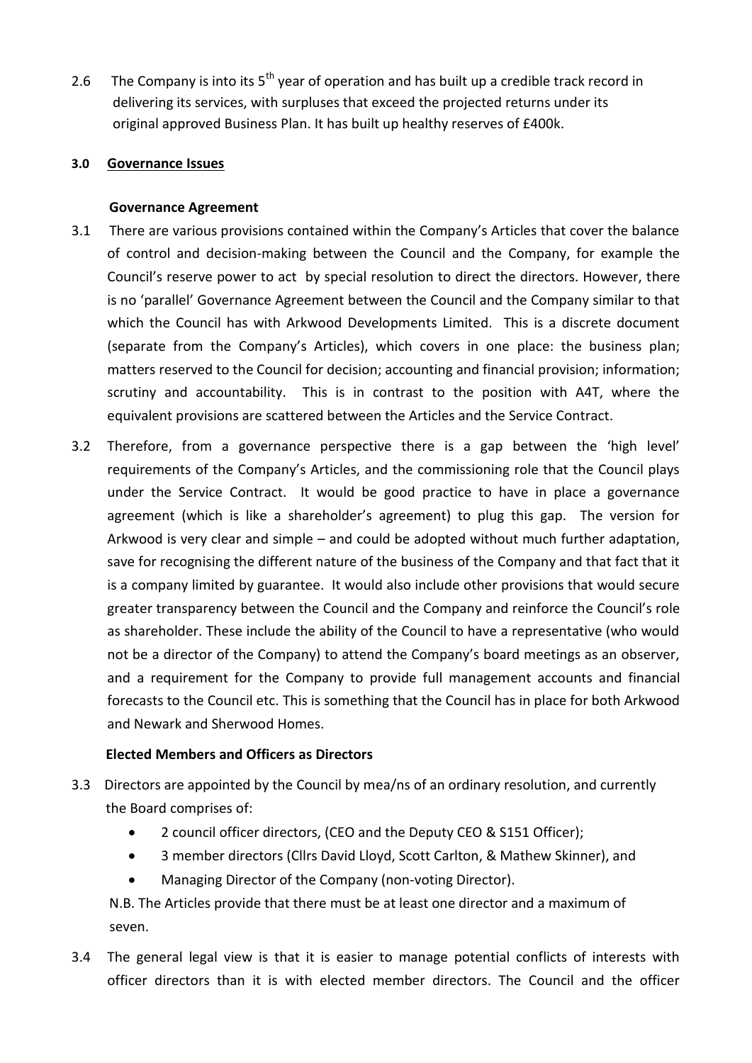2.6 The Company is into its 5th year of operation and has built up a credible track record in delivering its services, with surpluses that exceed the projected returns under its original approved Business Plan. It has built up healthy reserves of £400k.

## 3.0 Governance Issues

### Governance Agreement

3.1 There are various provisions contained within the Company's Articles that cover the balance of control and decision-making between the Council and the Company, for example the Council's reserve power to act by special resolution to direct the directors. However, there is no 'parallel' Governance Agreement between the Council and the Company similar to that which the Council has with Arkwood Developments Limited. This is a discrete document (separate from the Company's Articles), which covers in one place: the business plan; matters reserved to the Council for decision; accounting and financial provision; information; scrutiny and accountability. This is in contrast to the position with A4T, where the equivalent provisions are scattered between the Articles and the Service Contract.

3.2 Therefore, from a governance perspective there is a gap between the 'high level' requirements of the Company's Articles, and the commissioning role that the Council plays under the Service Contract. It would be good practice to have in place a governance agreement (which is like a shareholder's agreement) to plug this gap. The version for Arkwood is very clear and simple – and could be adopted without much further adaptation, save for recognising the different nature of the business of the Company and that fact that it is a company limited by guarantee. It would also include other provisions that would secure greater transparency between the Council and the Company and reinforce the Council's role as shareholder. These include the ability of the Council to have a representative (who would not be a director of the Company) to attend the Company's board meetings as an observer, and a requirement for the Company to provide full management accounts and financial forecasts to the Council etc. This is something that the Council has in place for both Arkwood and Newark and Sherwood Homes.

### Elected Members and Officers as Directors

3.3 Directors are appointed by the Council by mea/ns of an ordinary resolution, and currently the Board comprises of:

- 2 council officer directors, (CEO and the Deputy CEO & S151 Officer);
- 3 member directors (Cllrs David Lloyd, Scott Carlton, & Mathew Skinner), and
- Managing Director of the Company (non-voting Director).

N.B. The Articles provide that there must be at least one director and a maximum of seven.

3.4 The general legal view is that it is easier to manage potential conflicts of interests with officer directors than it is with elected member directors. The Council and the officer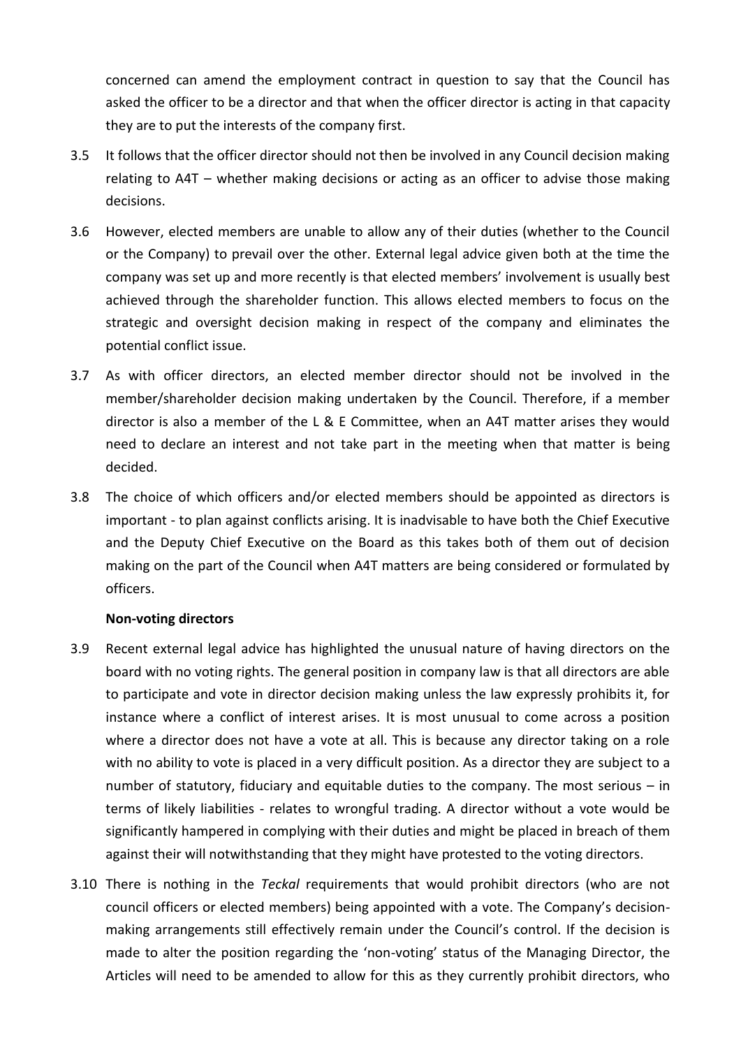concerned can amend the employment contract in question to say that the Council has asked the officer to be a director and that when the officer director is acting in that capacity they are to put the interests of the company first.

3.5 It follows that the officer director should not then be involved in any Council decision making relating to A4T – whether making decisions or acting as an officer to advise those making decisions.

3.6 However, elected members are unable to allow any of their duties (whether to the Council or the Company) to prevail over the other. External legal advice given both at the time the company was set up and more recently is that elected members' involvement is usually best achieved through the shareholder function. This allows elected members to focus on the strategic and oversight decision making in respect of the company and eliminates the potential conflict issue.

3.7 As with officer directors, an elected member director should not be involved in the member/shareholder decision making undertaken by the Council. Therefore, if a member director is also a member of the L & E Committee, when an A4T matter arises they would need to declare an interest and not take part in the meeting when that matter is being decided.

3.8 The choice of which officers and/or elected members should be appointed as directors is important - to plan against conflicts arising. It is inadvisable to have both the Chief Executive and the Deputy Chief Executive on the Board as this takes both of them out of decision making on the part of the Council when A4T matters are being considered or formulated by officers.

**Non-voting directors**

3.9 Recent external legal advice has highlighted the unusual nature of having directors on the board with no voting rights. The general position in company law is that all directors are able to participate and vote in director decision making unless the law expressly prohibits it, for instance where a conflict of interest arises. It is most unusual to come across a position where a director does not have a vote at all. This is because any director taking on a role with no ability to vote is placed in a very difficult position. As a director they are subject to a number of statutory, fiduciary and equitable duties to the company. The most serious – in terms of likely liabilities - relates to wrongful trading. A director without a vote would be significantly hampered in complying with their duties and might be placed in breach of them against their will notwithstanding that they might have protested to the voting directors.

3.10 There is nothing in the *Teckal* requirements that would prohibit directors (who are not council officers or elected members) being appointed with a vote. The Company's decision-making arrangements still effectively remain under the Council's control. If the decision is made to alter the position regarding the 'non-voting' status of the Managing Director, the Articles will need to be amended to allow for this as they currently prohibit directors, who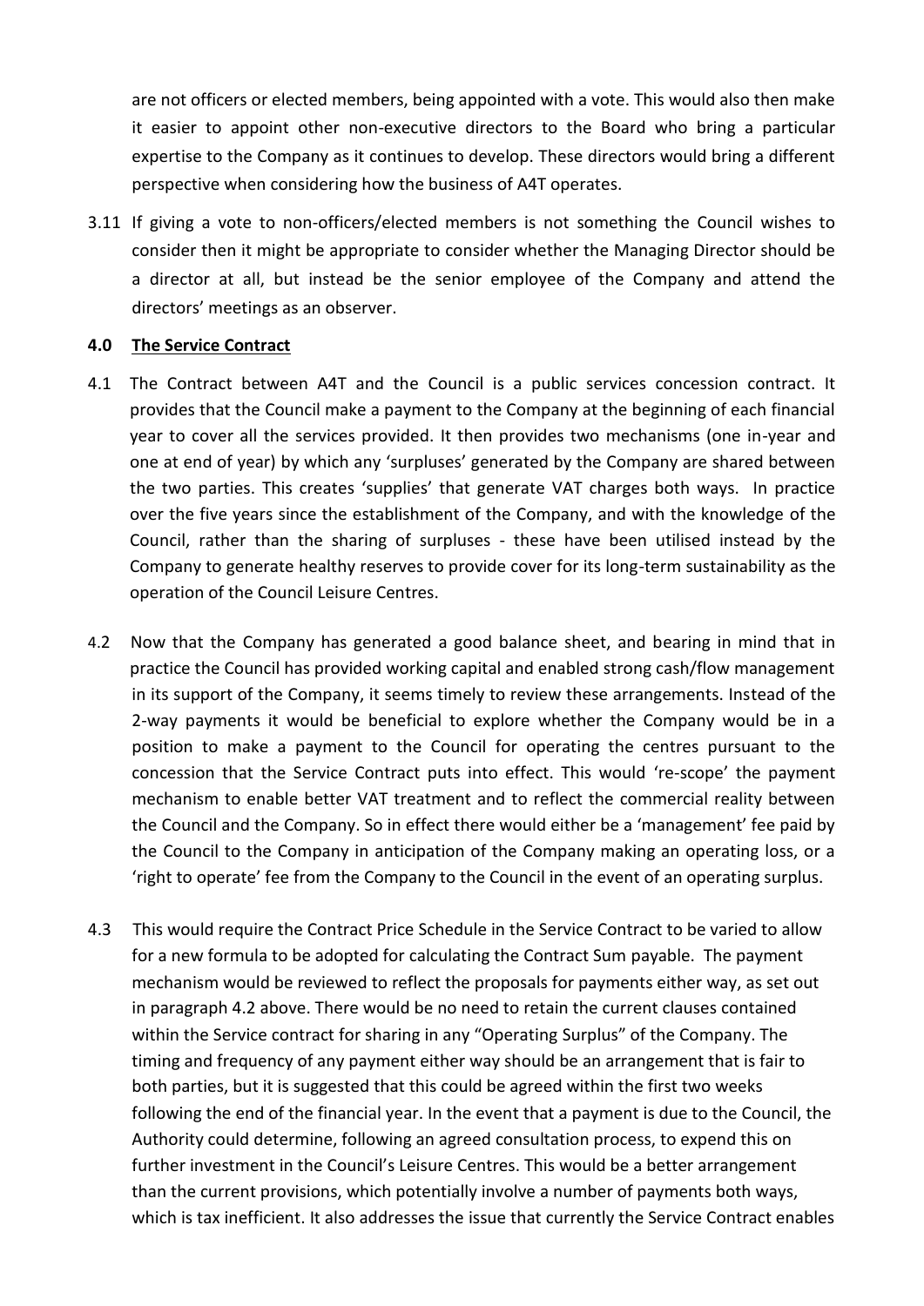are not officers or elected members, being appointed with a vote. This would also then make it easier to appoint other non-executive directors to the Board who bring a particular expertise to the Company as it continues to develop. These directors would bring a different perspective when considering how the business of A4T operates.

3.11 If giving a vote to non-officers/elected members is not something the Council wishes to consider then it might be appropriate to consider whether the Managing Director should be a director at all, but instead be the senior employee of the Company and attend the directors' meetings as an observer.

## 4.0 The Service Contract

4.1 The Contract between A4T and the Council is a public services concession contract. It provides that the Council make a payment to the Company at the beginning of each financial year to cover all the services provided. It then provides two mechanisms (one in-year and one at end of year) by which any 'surpluses' generated by the Company are shared between the two parties. This creates 'supplies' that generate VAT charges both ways. In practice over the five years since the establishment of the Company, and with the knowledge of the Council, rather than the sharing of surpluses - these have been utilised instead by the Company to generate healthy reserves to provide cover for its long-term sustainability as the operation of the Council Leisure Centres.

4.2 Now that the Company has generated a good balance sheet, and bearing in mind that in practice the Council has provided working capital and enabled strong cash/flow management in its support of the Company, it seems timely to review these arrangements. Instead of the 2-way payments it would be beneficial to explore whether the Company would be in a position to make a payment to the Council for operating the centres pursuant to the concession that the Service Contract puts into effect. This would 're-scope' the payment mechanism to enable better VAT treatment and to reflect the commercial reality between the Council and the Company. So in effect there would either be a 'management' fee paid by the Council to the Company in anticipation of the Company making an operating loss, or a 'right to operate' fee from the Company to the Council in the event of an operating surplus.

4.3 This would require the Contract Price Schedule in the Service Contract to be varied to allow for a new formula to be adopted for calculating the Contract Sum payable. The payment mechanism would be reviewed to reflect the proposals for payments either way, as set out in paragraph 4.2 above. There would be no need to retain the current clauses contained within the Service contract for sharing in any "Operating Surplus" of the Company. The timing and frequency of any payment either way should be an arrangement that is fair to both parties, but it is suggested that this could be agreed within the first two weeks following the end of the financial year. In the event that a payment is due to the Council, the Authority could determine, following an agreed consultation process, to expend this on further investment in the Council's Leisure Centres. This would be a better arrangement than the current provisions, which potentially involve a number of payments both ways, which is tax inefficient. It also addresses the issue that currently the Service Contract enables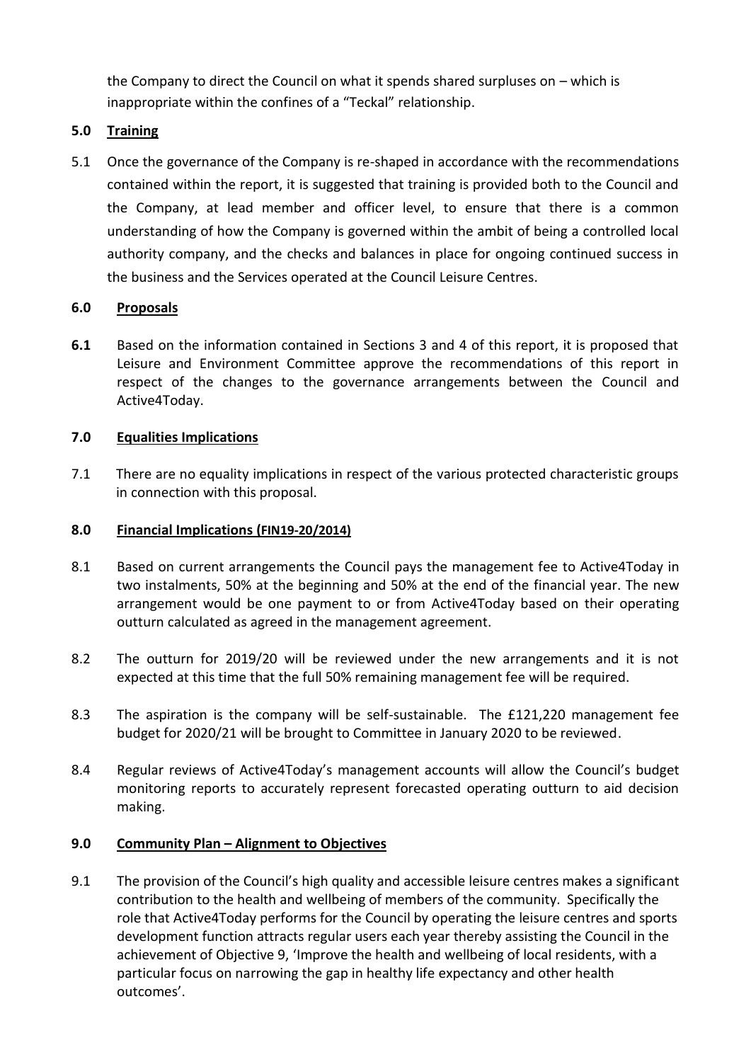the Company to direct the Council on what it spends shared surpluses on – which is inappropriate within the confines of a "Teckal" relationship.

## 5.0 Training

5.1 Once the governance of the Company is re-shaped in accordance with the recommendations contained within the report, it is suggested that training is provided both to the Council and the Company, at lead member and officer level, to ensure that there is a common understanding of how the Company is governed within the ambit of being a controlled local authority company, and the checks and balances in place for ongoing continued success in the business and the Services operated at the Council Leisure Centres.

## 6.0 Proposals

**6.1** Based on the information contained in Sections 3 and 4 of this report, it is proposed that Leisure and Environment Committee approve the recommendations of this report in respect of the changes to the governance arrangements between the Council and Active4Today.

## 7.0 Equalities Implications

7.1 There are no equality implications in respect of the various protected characteristic groups in connection with this proposal.

## 8.0 Financial Implications (FIN19-20/2014)

8.1 Based on current arrangements the Council pays the management fee to Active4Today in two instalments, 50% at the beginning and 50% at the end of the financial year. The new arrangement would be one payment to or from Active4Today based on their operating outturn calculated as agreed in the management agreement.

8.2 The outturn for 2019/20 will be reviewed under the new arrangements and it is not expected at this time that the full 50% remaining management fee will be required.

8.3 The aspiration is the company will be self-sustainable. The £121,220 management fee budget for 2020/21 will be brought to Committee in January 2020 to be reviewed.

8.4 Regular reviews of Active4Today's management accounts will allow the Council's budget monitoring reports to accurately represent forecasted operating outturn to aid decision making.

## 9.0 Community Plan – Alignment to Objectives

9.1 The provision of the Council's high quality and accessible leisure centres makes a significant contribution to the health and wellbeing of members of the community. Specifically the role that Active4Today performs for the Council by operating the leisure centres and sports development function attracts regular users each year thereby assisting the Council in the achievement of Objective 9, 'Improve the health and wellbeing of local residents, with a particular focus on narrowing the gap in healthy life expectancy and other health outcomes'.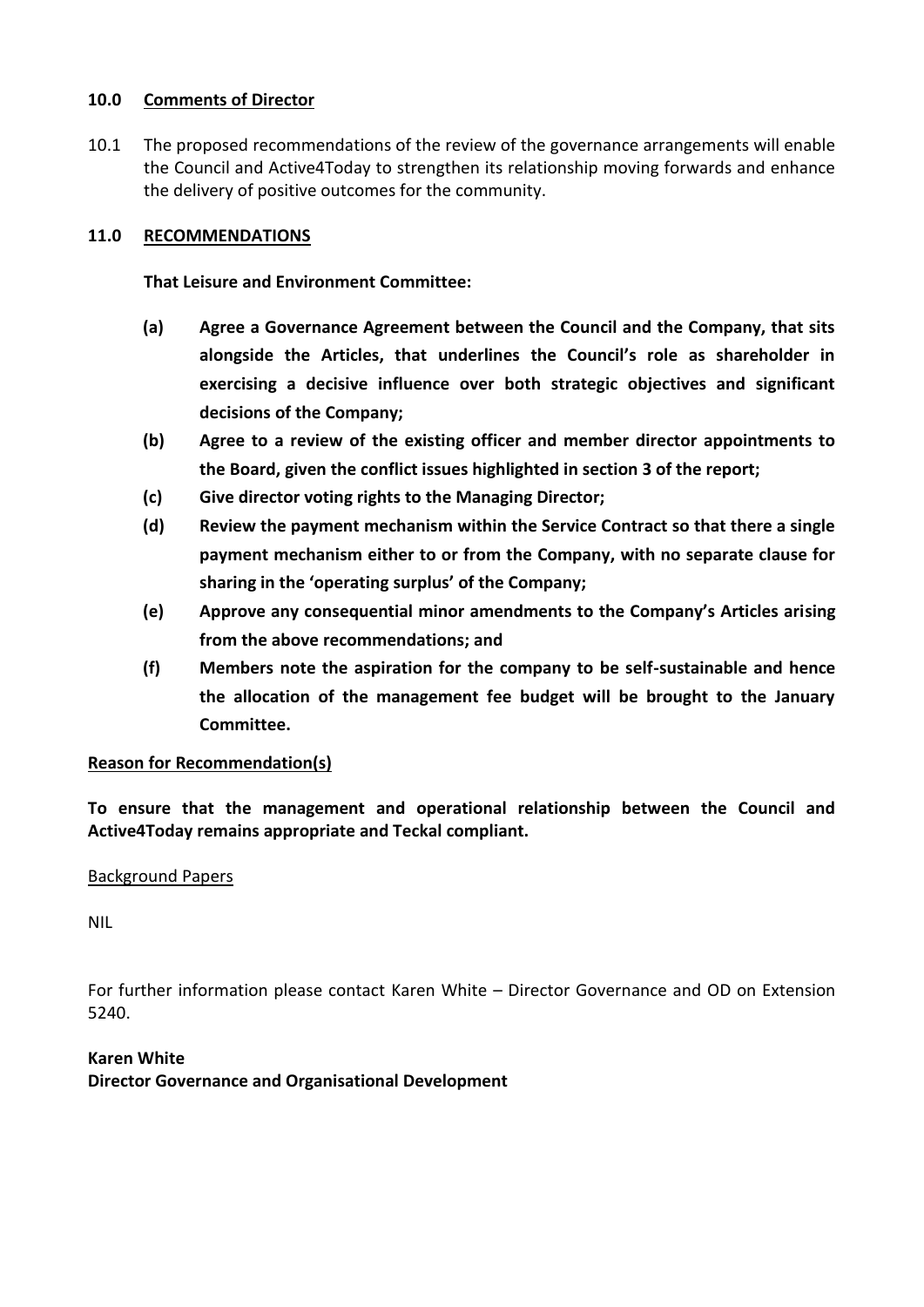## 10.0 Comments of Director

10.1 The proposed recommendations of the review of the governance arrangements will enable the Council and Active4Today to strengthen its relationship moving forwards and enhance the delivery of positive outcomes for the community.

## 11.0 RECOMMENDATIONS

**That Leisure and Environment Committee:**

**(a) Agree a Governance Agreement between the Council and the Company, that sits alongside the Articles, that underlines the Council's role as shareholder in exercising a decisive influence over both strategic objectives and significant decisions of the Company;**

**(b) Agree to a review of the existing officer and member director appointments to the Board, given the conflict issues highlighted in section 3 of the report;**

**(c) Give director voting rights to the Managing Director;**

**(d) Review the payment mechanism within the Service Contract so that there a single payment mechanism either to or from the Company, with no separate clause for sharing in the 'operating surplus' of the Company;**

**(e) Approve any consequential minor amendments to the Company's Articles arising from the above recommendations; and**

**(f) Members note the aspiration for the company to be self-sustainable and hence the allocation of the management fee budget will be brought to the January Committee.**

**Reason for Recommendation(s)**

**To ensure that the management and operational relationship between the Council and Active4Today remains appropriate and Teckal compliant.**

Background Papers

NIL

For further information please contact Karen White – Director Governance and OD on Extension 5240.

**Karen White**
**Director Governance and Organisational Development**